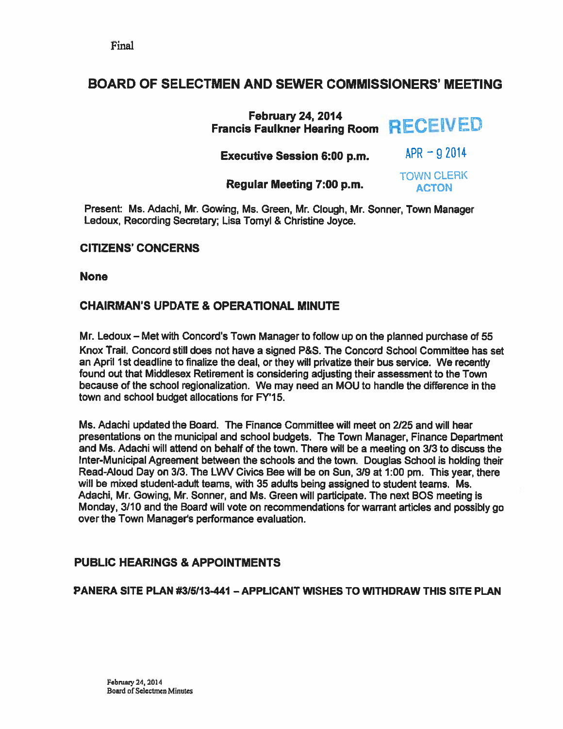Final

# BOARD OF SELECTMEN AND SEWER COMMISSIONERS' MEETING

**February 24, 2014**
**Francis Faulkner Hearing Room**

RECEIVED
APR - 9 2014
TOWN CLERK
ACTON

**Executive Session 6:00 p.m.**

**Regular Meeting 7:00 p.m.**

Present: Ms. Adachi, Mr. Gowing, Ms. Green, Mr. Clough, Mr. Sonner, Town Manager Ledoux, Recording Secretary; Lisa Tomyl & Christine Joyce.

## CITIZENS' CONCERNS

**None**

## CHAIRMAN'S UPDATE & OPERATIONAL MINUTE

Mr. Ledoux – Met with Concord's Town Manager to follow up on the planned purchase of 55 Knox Trail. Concord still does not have a signed P&S. The Concord School Committee has set an April 1st deadline to finalize the deal, or they will privatize their bus service. We recently found out that Middlesex Retirement is considering adjusting their assessment to the Town because of the school regionalization. We may need an MOU to handle the difference in the town and school budget allocations for FY'15.

Ms. Adachi updated the Board. The Finance Committee will meet on 2/25 and will hear presentations on the municipal and school budgets. The Town Manager, Finance Department and Ms. Adachi will attend on behalf of the town. There will be a meeting on 3/3 to discuss the Inter-Municipal Agreement between the schools and the town. Douglas School is holding their Read-Aloud Day on 3/3. The LWV Civics Bee will be on Sun, 3/9 at 1:00 pm. This year, there will be mixed student-adult teams, with 35 adults being assigned to student teams. Ms. Adachi, Mr. Gowing, Mr. Sonner, and Ms. Green will participate. The next BOS meeting is Monday, 3/10 and the Board will vote on recommendations for warrant articles and possibly go over the Town Manager's performance evaluation.

## PUBLIC HEARINGS & APPOINTMENTS

### PANERA SITE PLAN #3/5/13-441 – APPLICANT WISHES TO WITHDRAW THIS SITE PLAN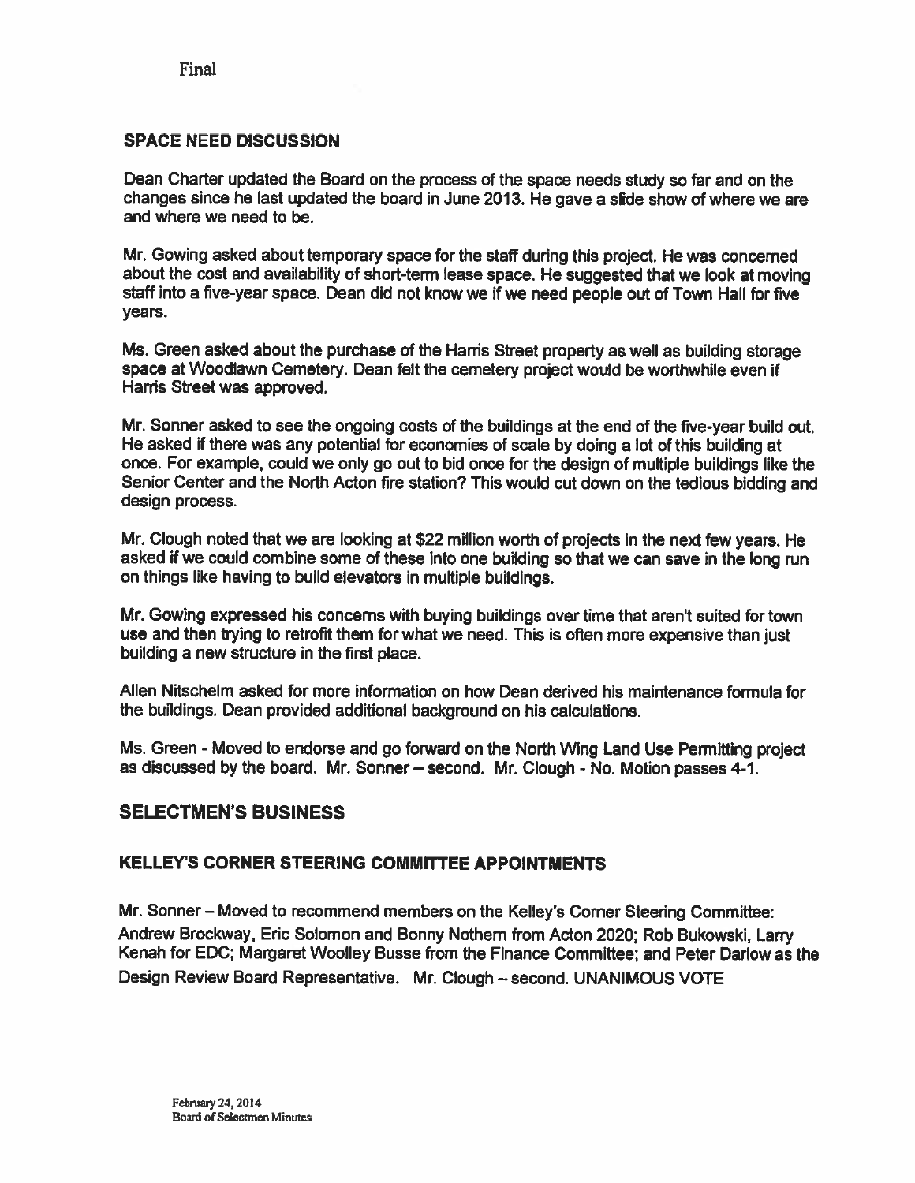Final

## SPACE NEED DISCUSSION

Dean Charter updated the Board on the process of the space needs study so far and on the changes since he last updated the board in June 2013. He gave a slide show of where we are and where we need to be.

Mr. Gowing asked about temporary space for the staff during this project. He was concerned about the cost and availability of short-term lease space. He suggested that we look at moving staff into a five-year space. Dean did not know we if we need people out of Town Hall for five years.

Ms. Green asked about the purchase of the Harris Street property as well as building storage space at Woodlawn Cemetery. Dean felt the cemetery project would be worthwhile even if Harris Street was approved.

Mr. Sonner asked to see the ongoing costs of the buildings at the end of the five-year build out. He asked if there was any potential for economies of scale by doing a lot of this building at once. For example, could we only go out to bid once for the design of multiple buildings like the Senior Center and the North Acton fire station? This would cut down on the tedious bidding and design process.

Mr. Clough noted that we are looking at $22 million worth of projects in the next few years. He asked if we could combine some of these into one building so that we can save in the long run on things like having to build elevators in multiple buildings.

Mr. Gowing expressed his concerns with buying buildings over time that aren't suited for town use and then trying to retrofit them for what we need. This is often more expensive than just building a new structure in the first place.

Allen Nitschelm asked for more information on how Dean derived his maintenance formula for the buildings. Dean provided additional background on his calculations.

Ms. Green - Moved to endorse and go forward on the North Wing Land Use Permitting project as discussed by the board. Mr. Sonner – second. Mr. Clough - No. Motion passes 4-1.

## SELECTMEN'S BUSINESS

### KELLEY'S CORNER STEERING COMMITTEE APPOINTMENTS

Mr. Sonner – Moved to recommend members on the Kelley's Corner Steering Committee: Andrew Brockway, Eric Solomon and Bonny Nothern from Acton 2020; Rob Bukowski, Larry Kenah for EDC; Margaret Woolley Busse from the Finance Committee; and Peter Darlow as the Design Review Board Representative. Mr. Clough – second. UNANIMOUS VOTE

February 24, 2014
Board of Selectmen Minutes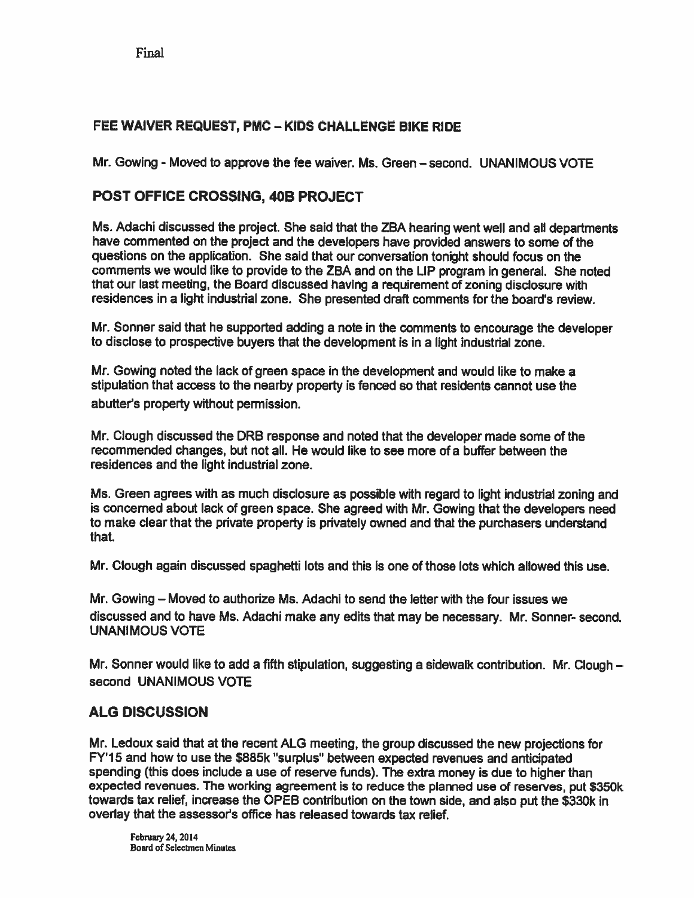Final

## FEE WAIVER REQUEST, PMC – KIDS CHALLENGE BIKE RIDE

Mr. Gowing - Moved to approve the fee waiver. Ms. Green – second. UNANIMOUS VOTE

## POST OFFICE CROSSING, 40B PROJECT

Ms. Adachi discussed the project. She said that the ZBA hearing went well and all departments have commented on the project and the developers have provided answers to some of the questions on the application. She said that our conversation tonight should focus on the comments we would like to provide to the ZBA and on the LIP program in general. She noted that our last meeting, the Board discussed having a requirement of zoning disclosure with residences in a light industrial zone. She presented draft comments for the board's review.

Mr. Sonner said that he supported adding a note in the comments to encourage the developer to disclose to prospective buyers that the development is in a light industrial zone.

Mr. Gowing noted the lack of green space in the development and would like to make a stipulation that access to the nearby property is fenced so that residents cannot use the abutter's property without permission.

Mr. Clough discussed the DRB response and noted that the developer made some of the recommended changes, but not all. He would like to see more of a buffer between the residences and the light industrial zone.

Ms. Green agrees with as much disclosure as possible with regard to light industrial zoning and is concerned about lack of green space. She agreed with Mr. Gowing that the developers need to make clear that the private property is privately owned and that the purchasers understand that.

Mr. Clough again discussed spaghetti lots and this is one of those lots which allowed this use.

Mr. Gowing – Moved to authorize Ms. Adachi to send the letter with the four issues we discussed and to have Ms. Adachi make any edits that may be necessary. Mr. Sonner- second. UNANIMOUS VOTE

Mr. Sonner would like to add a fifth stipulation, suggesting a sidewalk contribution. Mr. Clough – second UNANIMOUS VOTE

## ALG DISCUSSION

Mr. Ledoux said that at the recent ALG meeting, the group discussed the new projections for FY'15 and how to use the $885k "surplus" between expected revenues and anticipated spending (this does include a use of reserve funds). The extra money is due to higher than expected revenues. The working agreement is to reduce the planned use of reserves, put $350k towards tax relief, increase the OPEB contribution on the town side, and also put the $330k in overlay that the assessor's office has released towards tax relief.

February 24, 2014
Board of Selectmen Minutes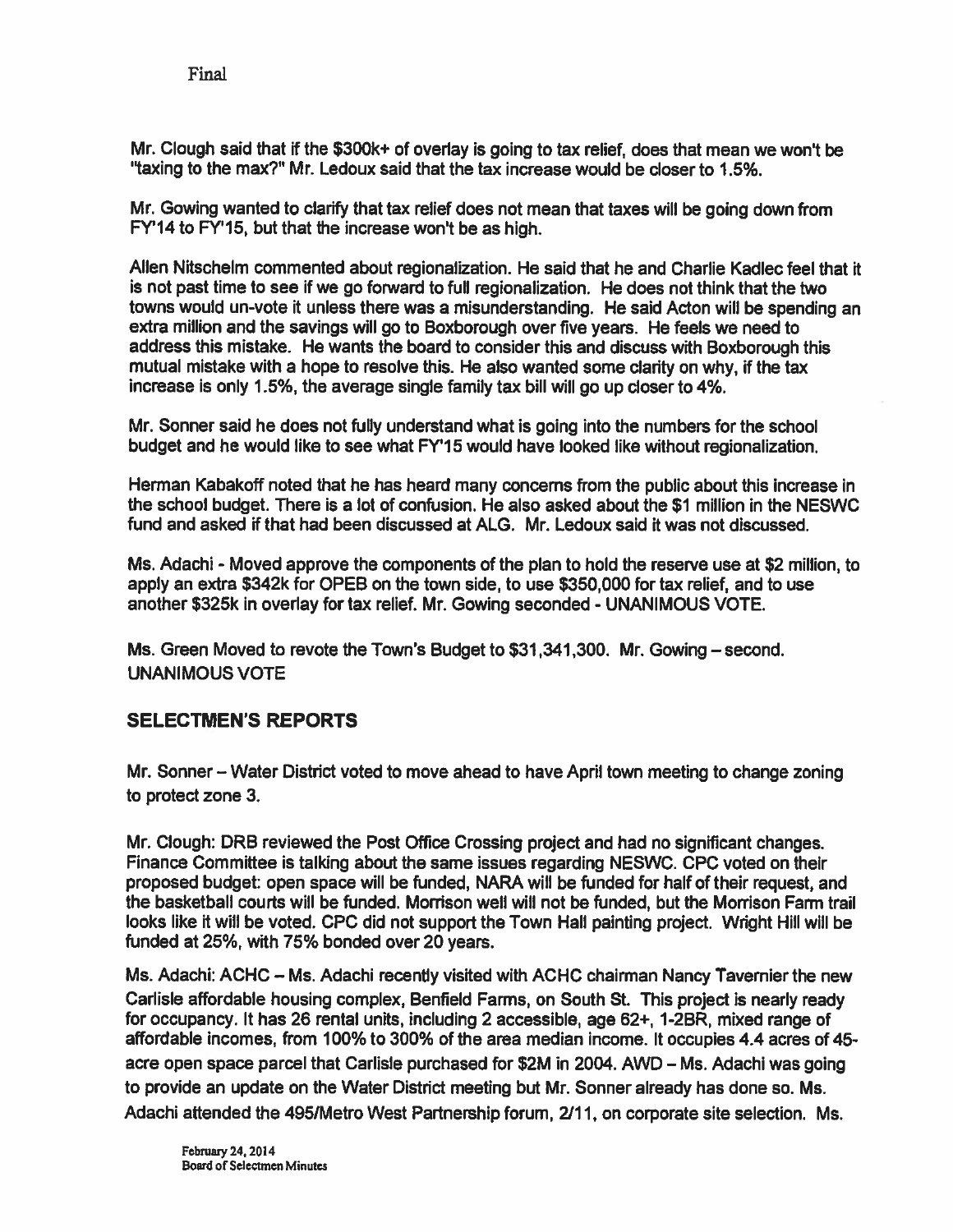Final

Mr. Clough said that if the $300k+ of overlay is going to tax relief, does that mean we won't be "taxing to the max?" Mr. Ledoux said that the tax increase would be closer to 1.5%.

Mr. Gowing wanted to clarify that tax relief does not mean that taxes will be going down from FY'14 to FY'15, but that the increase won't be as high.

Allen Nitschelm commented about regionalization. He said that he and Charlie Kadlec feel that it is not past time to see if we go forward to full regionalization. He does not think that the two towns would un-vote it unless there was a misunderstanding. He said Acton will be spending an extra million and the savings will go to Boxborough over five years. He feels we need to address this mistake. He wants the board to consider this and discuss with Boxborough this mutual mistake with a hope to resolve this. He also wanted some clarity on why, if the tax increase is only 1.5%, the average single family tax bill will go up closer to 4%.

Mr. Sonner said he does not fully understand what is going into the numbers for the school budget and he would like to see what FY'15 would have looked like without regionalization.

Herman Kabakoff noted that he has heard many concerns from the public about this increase in the school budget. There is a lot of confusion. He also asked about the $1 million in the NESWC fund and asked if that had been discussed at ALG. Mr. Ledoux said it was not discussed.

Ms. Adachi - Moved approve the components of the plan to hold the reserve use at $2 million, to apply an extra $342k for OPEB on the town side, to use $350,000 for tax relief, and to use another $325k in overlay for tax relief. Mr. Gowing seconded - UNANIMOUS VOTE.

Ms. Green Moved to revote the Town's Budget to $31,341,300. Mr. Gowing – second. UNANIMOUS VOTE

## SELECTMEN'S REPORTS

Mr. Sonner – Water District voted to move ahead to have April town meeting to change zoning to protect zone 3.

Mr. Clough: DRB reviewed the Post Office Crossing project and had no significant changes. Finance Committee is talking about the same issues regarding NESWC. CPC voted on their proposed budget: open space will be funded, NARA will be funded for half of their request, and the basketball courts will be funded. Morrison well will not be funded, but the Morrison Farm trail looks like it will be voted. CPC did not support the Town Hall painting project. Wright Hill will be funded at 25%, with 75% bonded over 20 years.

Ms. Adachi: ACHC – Ms. Adachi recently visited with ACHC chairman Nancy Tavernier the new Carlisle affordable housing complex, Benfield Farms, on South St. This project is nearly ready for occupancy. It has 26 rental units, including 2 accessible, age 62+, 1-2BR, mixed range of affordable incomes, from 100% to 300% of the area median income. It occupies 4.4 acres of 45-acre open space parcel that Carlisle purchased for $2M in 2004. AWD – Ms. Adachi was going to provide an update on the Water District meeting but Mr. Sonner already has done so. Ms. Adachi attended the 495/Metro West Partnership forum, 2/11, on corporate site selection. Ms.

February 24, 2014
Board of Selectmen Minutes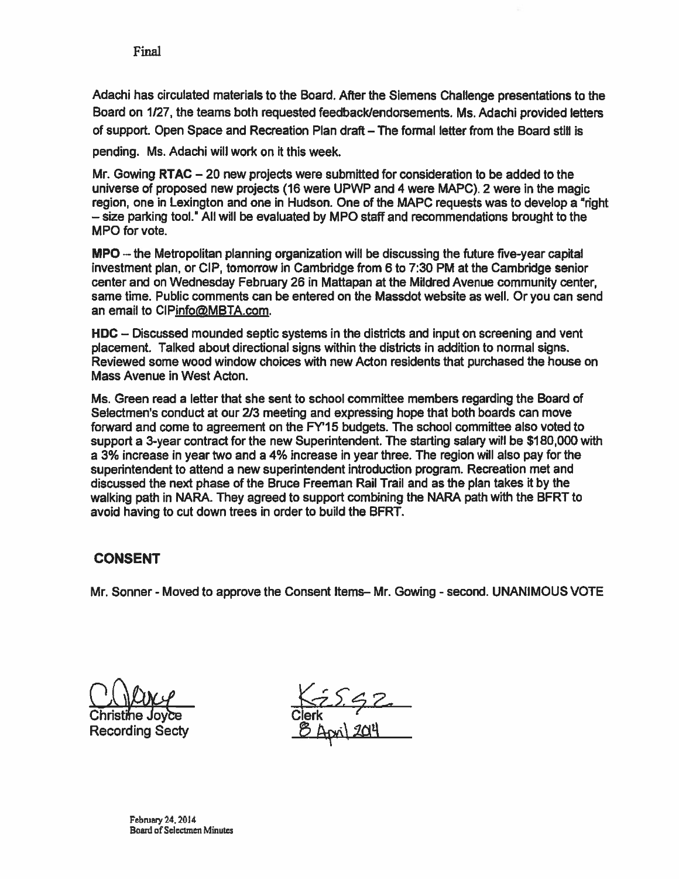Final

Adachi has circulated materials to the Board. After the Siemens Challenge presentations to the Board on 1/27, the teams both requested feedback/endorsements. Ms. Adachi provided letters of support. Open Space and Recreation Plan draft – The formal letter from the Board still is pending. Ms. Adachi will work on it this week.

Mr. Gowing **RTAC** – 20 new projects were submitted for consideration to be added to the universe of proposed new projects (16 were UPWP and 4 were MAPC). 2 were in the magic region, one in Lexington and one in Hudson. One of the MAPC requests was to develop a "right – size parking tool." All will be evaluated by MPO staff and recommendations brought to the MPO for vote.

**MPO** – the Metropolitan planning organization will be discussing the future five-year capital investment plan, or CIP, tomorrow in Cambridge from 6 to 7:30 PM at the Cambridge senior center and on Wednesday February 26 in Mattapan at the Mildred Avenue community center, same time. Public comments can be entered on the Massdot website as well. Or you can send an email to CIPinfo@MBTA.com.

**HDC** – Discussed mounded septic systems in the districts and input on screening and vent placement. Talked about directional signs within the districts in addition to normal signs. Reviewed some wood window choices with new Acton residents that purchased the house on Mass Avenue in West Acton.

Ms. Green read a letter that she sent to school committee members regarding the Board of Selectmen's conduct at our 2/3 meeting and expressing hope that both boards can move forward and come to agreement on the FY'15 budgets. The school committee also voted to support a 3-year contract for the new Superintendent. The starting salary will be $180,000 with a 3% increase in year two and a 4% increase in year three. The region will also pay for the superintendent to attend a new superintendent introduction program. Recreation met and discussed the next phase of the Bruce Freeman Rail Trail and as the plan takes it by the walking path in NARA. They agreed to support combining the NARA path with the BFRT to avoid having to cut down trees in order to build the BFRT.

## CONSENT

Mr. Sonner - Moved to approve the Consent Items– Mr. Gowing - second. UNANIMOUS VOTE

Christine Joyce
Recording Secty

Clerk
8 April 2014

February 24, 2014
Board of Selectmen Minutes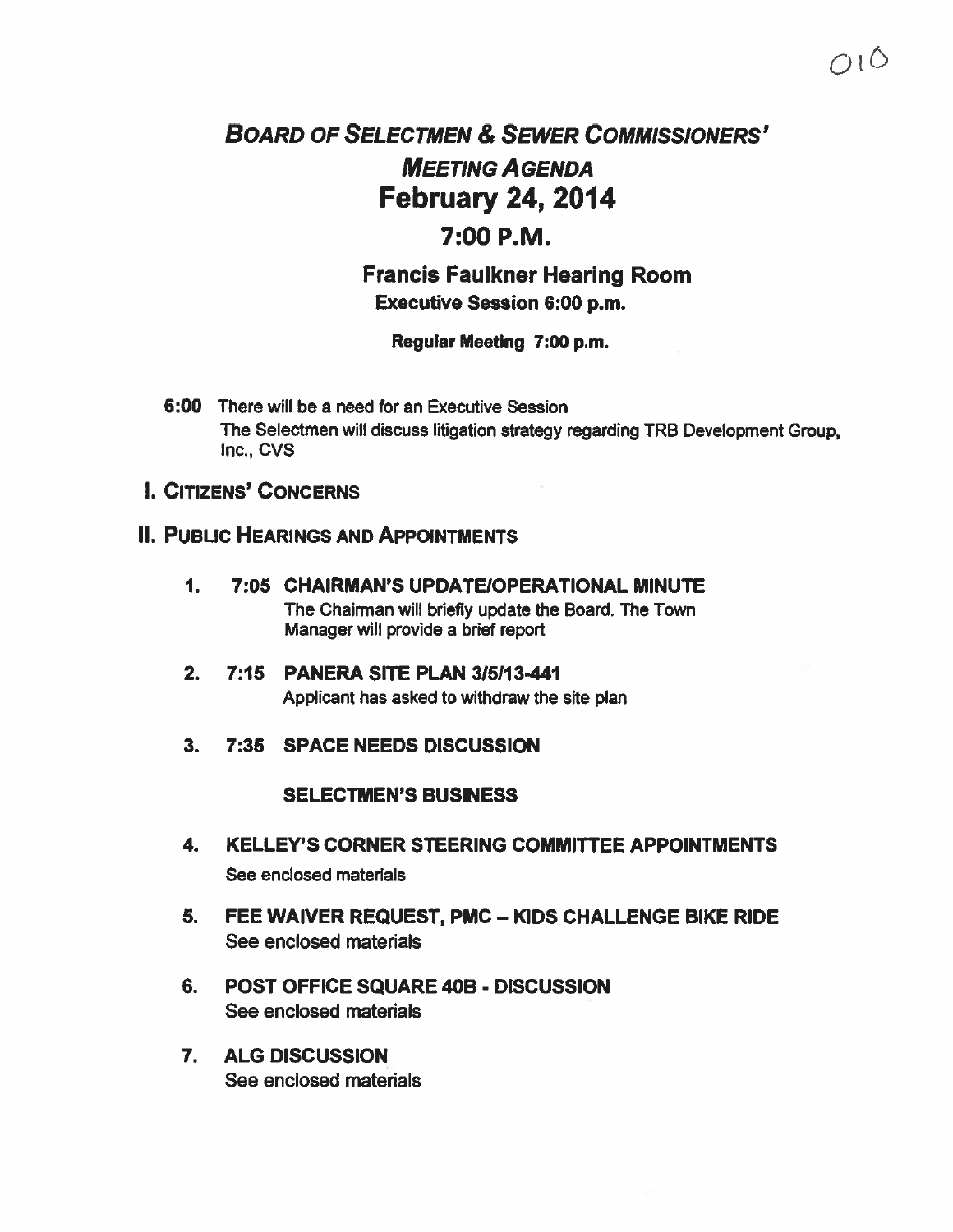# BOARD OF SELECTMEN & SEWER COMMISSIONERS' MEETING AGENDA

## February 24, 2014

## 7:00 P.M.

### Francis Faulkner Hearing Room

**Executive Session 6:00 p.m.**

**Regular Meeting 7:00 p.m.**

**6:00** There will be a need for an Executive Session
The Selectmen will discuss litigation strategy regarding TRB Development Group, Inc., CVS

## I. CITIZENS' CONCERNS

## II. PUBLIC HEARINGS AND APPOINTMENTS

1. **7:05 CHAIRMAN'S UPDATE/OPERATIONAL MINUTE**
   The Chairman will briefly update the Board. The Town Manager will provide a brief report

2. **7:15 PANERA SITE PLAN 3/5/13-441**
   Applicant has asked to withdraw the site plan

3. **7:35 SPACE NEEDS DISCUSSION**

### SELECTMEN'S BUSINESS

4. **KELLEY'S CORNER STEERING COMMITTEE APPOINTMENTS**
   See enclosed materials

5. **FEE WAIVER REQUEST, PMC – KIDS CHALLENGE BIKE RIDE**
   See enclosed materials

6. **POST OFFICE SQUARE 40B - DISCUSSION**
   See enclosed materials

7. **ALG DISCUSSION**
   See enclosed materials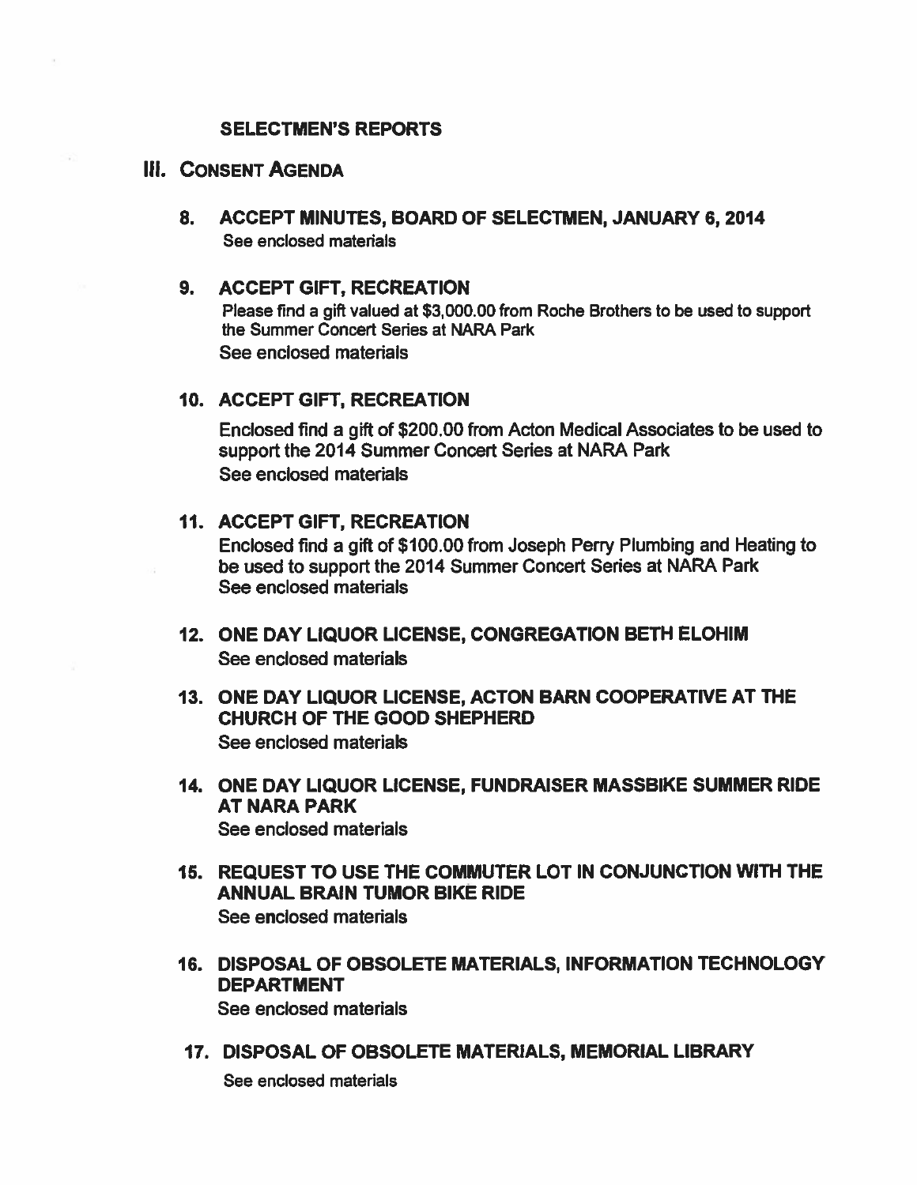### SELECTMEN'S REPORTS

## III. CONSENT AGENDA

### 8. ACCEPT MINUTES, BOARD OF SELECTMEN, JANUARY 6, 2014

See enclosed materials

### 9. ACCEPT GIFT, RECREATION

Please find a gift valued at $3,000.00 from Roche Brothers to be used to support the Summer Concert Series at NARA Park

See enclosed materials

### 10. ACCEPT GIFT, RECREATION

Enclosed find a gift of $200.00 from Acton Medical Associates to be used to support the 2014 Summer Concert Series at NARA Park

See enclosed materials

### 11. ACCEPT GIFT, RECREATION

Enclosed find a gift of $100.00 from Joseph Perry Plumbing and Heating to be used to support the 2014 Summer Concert Series at NARA Park

See enclosed materials

### 12. ONE DAY LIQUOR LICENSE, CONGREGATION BETH ELOHIM

See enclosed materials

### 13. ONE DAY LIQUOR LICENSE, ACTON BARN COOPERATIVE AT THE CHURCH OF THE GOOD SHEPHERD

See enclosed materials

### 14. ONE DAY LIQUOR LICENSE, FUNDRAISER MASSBIKE SUMMER RIDE AT NARA PARK

See enclosed materials

### 15. REQUEST TO USE THE COMMUTER LOT IN CONJUNCTION WITH THE ANNUAL BRAIN TUMOR BIKE RIDE

See enclosed materials

### 16. DISPOSAL OF OBSOLETE MATERIALS, INFORMATION TECHNOLOGY DEPARTMENT

See enclosed materials

### 17. DISPOSAL OF OBSOLETE MATERIALS, MEMORIAL LIBRARY

See enclosed materials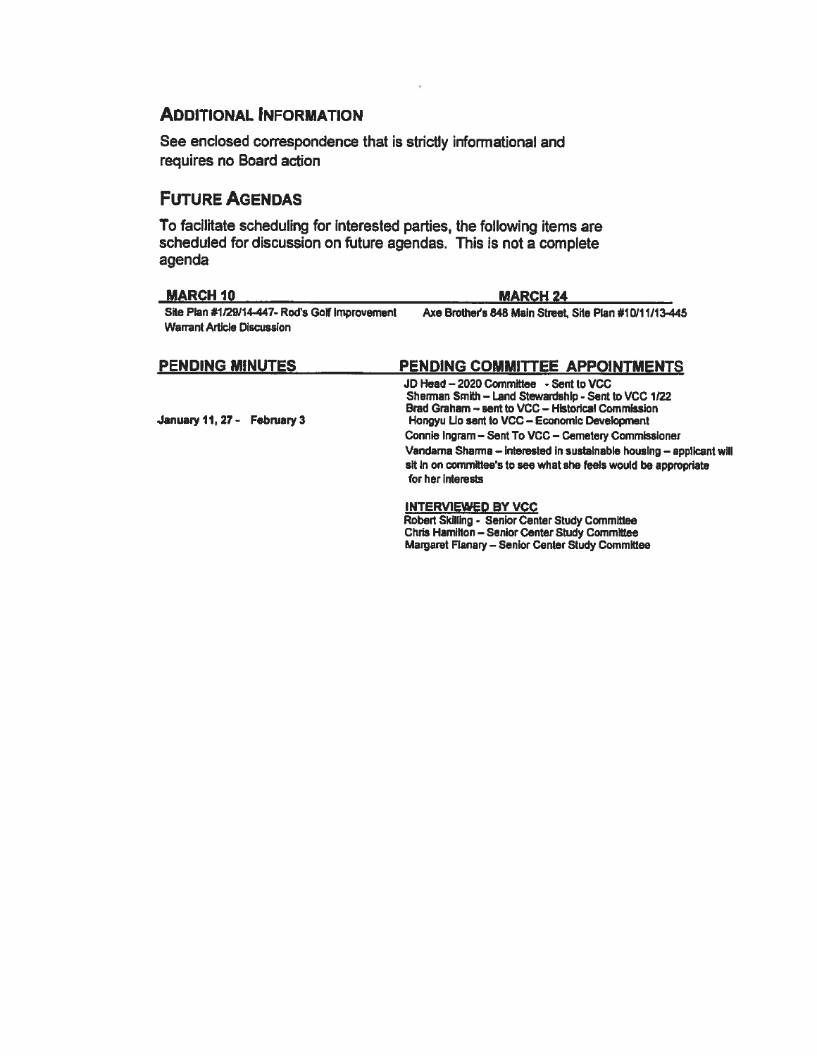## Additional Information

See enclosed correspondence that is strictly informational and requires no Board action

## Future Agendas

To facilitate scheduling for interested parties, the following items are scheduled for discussion on future agendas. This is not a complete agenda

| MARCH 10 | MARCH 24 |
|---|---|
| Site Plan #1/29/14-447- Rod's Golf Improvement<br>Warrant Article Discussion | Axe Brother's 848 Main Street, Site Plan #10/11/13-445 |

**PENDING MINUTES**

January 11, 27 - February 3

**PENDING COMMITTEE APPOINTMENTS**

JD Head – 2020 Committee - Sent to VCC
Sherman Smith – Land Stewardship - Sent to VCC 1/22
Brad Graham – sent to VCC – Historical Commission
Hongyu Lio sent to VCC – Economic Development
Connie Ingram – Sent To VCC – Cemetery Commissioner
Vandarna Sharma – interested in sustainable housing – applicant will sit in on committee's to see what she feels would be appropriate for her interests

**INTERVIEWED BY VCC**

Robert Skilling - Senior Center Study Committee
Chris Hamilton – Senior Center Study Committee
Margaret Flanary – Senior Center Study Committee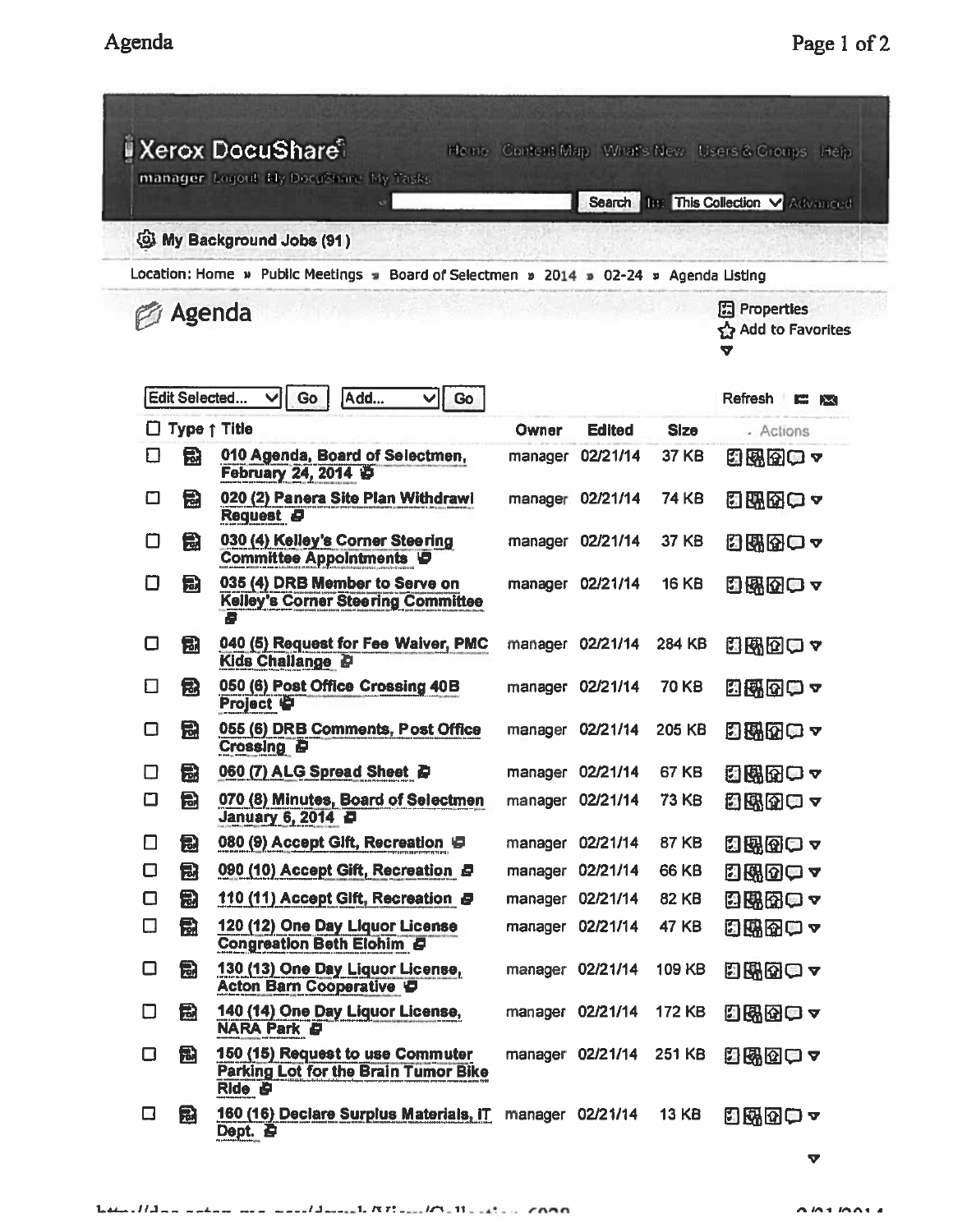Xerox DocuShare

manager Logout My DocuShare My Tasks

Home Content Map What's New Users & Groups Help

Search In: This Collection Advanced

My Background Jobs (91)

Location: Home » Public Meetings » Board of Selectmen » 2014 » 02-24 » Agenda Listing

# Agenda

Properties
Add to Favorites

Edit Selected... Go | Add... Go | Refresh

| Type ↑ | Title | Owner | Edited | Size | Actions |
|---|---|---|---|---|---|
| PDF | 010 Agenda, Board of Selectmen, February 24, 2014 | manager | 02/21/14 | 37 KB | |
| PDF | 020 (2) Panera Site Plan Withdrawl Request | manager | 02/21/14 | 74 KB | |
| PDF | 030 (4) Kelley's Corner Steering Committee Appointments | manager | 02/21/14 | 37 KB | |
| PDF | 035 (4) DRB Member to Serve on Kelley's Corner Steering Committee | manager | 02/21/14 | 16 KB | |
| PDF | 040 (5) Request for Fee Waiver, PMC Kids Challange | manager | 02/21/14 | 284 KB | |
| PDF | 050 (6) Post Office Crossing 40B Project | manager | 02/21/14 | 70 KB | |
| PDF | 055 (6) DRB Comments, Post Office Crossing | manager | 02/21/14 | 205 KB | |
| PDF | 060 (7) ALG Spread Sheet | manager | 02/21/14 | 67 KB | |
| PDF | 070 (8) Minutes, Board of Selectmen January 6, 2014 | manager | 02/21/14 | 73 KB | |
| PDF | 080 (9) Accept Gift, Recreation | manager | 02/21/14 | 87 KB | |
| PDF | 090 (10) Accept Gift, Recreation | manager | 02/21/14 | 66 KB | |
| PDF | 110 (11) Accept Gift, Recreation | manager | 02/21/14 | 82 KB | |
| PDF | 120 (12) One Day Liquor License Congregation Beth Elohim | manager | 02/21/14 | 47 KB | |
| PDF | 130 (13) One Day Liquor License, Acton Barn Cooperative | manager | 02/21/14 | 109 KB | |
| PDF | 140 (14) One Day Liquor License, NARA Park | manager | 02/21/14 | 172 KB | |
| PDF | 150 (15) Request to use Commuter Parking Lot for the Brain Tumor Bike Ride | manager | 02/21/14 | 251 KB | |
| PDF | 160 (16) Declare Surplus Materials, IT Dept. | manager | 02/21/14 | 13 KB | |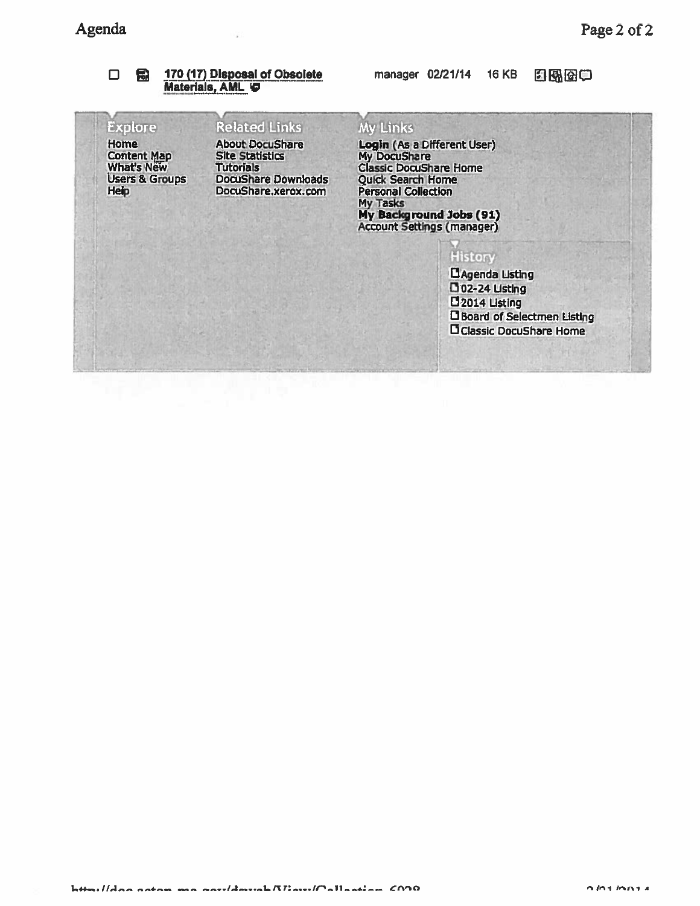170 (17) Disposal of Obsolete Materials, AML | manager | 02/21/14 | 16 KB

**Explore**
- Home
- Content Map
- What's New
- Users & Groups
- Help

**Related Links**
- About DocuShare
- Site Statistics
- Tutorials
- DocuShare Downloads
- DocuShare.xerox.com

**My Links**
- **Login** (As a Different User)
- My DocuShare
- Classic DocuShare Home
- Quick Search Home
- Personal Collection
- My Tasks
- **My Background Jobs (91)**
- Account Settings (manager)

**History**
- Agenda Listing
- 02-24 Listing
- 2014 Listing
- Board of Selectmen Listing
- Classic DocuShare Home